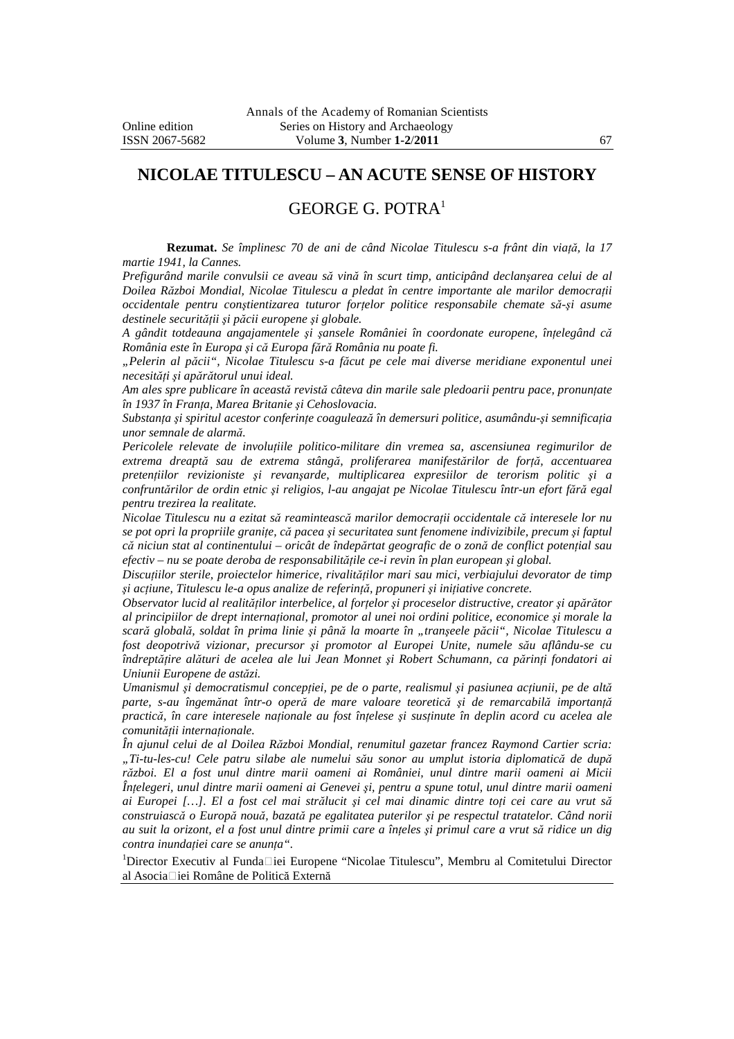# NICOLAE TITULESCU – AN ACUTE SENSE OF HISTORY

## GEORGE G. POTRA[1]

**Rezumat.** *Se împlinesc 70 de ani de când Nicolae Titulescu s-a frânt din viață, la 17 martie 1941, la Cannes.*

*Prefigurând marile convulsii ce aveau să vină în scurt timp, anticipând declanșarea celui de al Doilea Război Mondial, Nicolae Titulescu a pledat în centre importante ale marilor democrații occidentale pentru conștientizarea tuturor forțelor politice responsabile chemate să-și asume destinele securității și păcii europene și globale.*

*A gândit totdeauna angajamentele și șansele României în coordonate europene, înțelegând că România este în Europa și că Europa fără România nu poate fi.*

*„Pelerin al păcii", Nicolae Titulescu s-a făcut pe cele mai diverse meridiane exponentul unei necesități și apărătorul unui ideal.*

*Am ales spre publicare în această revistă câteva din marile sale pledoarii pentru pace, pronunțate în 1937 în Franța, Marea Britanie și Cehoslovacia.*

*Substanța și spiritul acestor conferințe coagulează în demersuri politice, asumându-și semnificația unor semnale de alarmă.*

*Pericolele relevate de involuțiile politico-militare din vremea sa, ascensiunea regimurilor de extrema dreaptă sau de extrema stângă, proliferarea manifestărilor de forță, accentuarea pretențiilor revizioniste și revanșarde, multiplicarea expresiilor de terorism politic și a confruntărilor de ordin etnic și religios, l-au angajat pe Nicolae Titulescu într-un efort fără egal pentru trezirea la realitate.*

*Nicolae Titulescu nu a ezitat să reamintească marilor democrații occidentale că interesele lor nu se pot opri la propriile granițe, că pacea și securitatea sunt fenomene indivizibile, precum și faptul că niciun stat al continentului – oricât de îndepărtat geografic de o zonă de conflict potențial sau efectiv – nu se poate deroba de responsabilitățile ce-i revin în plan european și global.*

*Discuțiilor sterile, proiectelor himerice, rivalităților mari sau mici, verbiajului devorator de timp și acțiune, Titulescu le-a opus analize de referință, propuneri și inițiative concrete.*

*Observator lucid al realităților interbelice, al forțelor și proceselor distructive, creator și apărător al principiilor de drept internațional, promotor al unei noi ordini politice, economice și morale la scară globală, soldat în prima linie și până la moarte în „tranșeele păcii", Nicolae Titulescu a fost deopotrivă vizionar, precursor și promotor al Europei Unite, numele său aflându-se cu îndreptățire alături de acelea ale lui Jean Monnet și Robert Schumann, ca părinți fondatori ai Uniunii Europene de astăzi.*

*Umanismul și democratismul concepției, pe de o parte, realismul și pasiunea acțiunii, pe de altă parte, s-au îngemănat într-o operă de mare valoare teoretică și de remarcabilă importanță practică, în care interesele naționale au fost înțelese și susținute în deplin acord cu acelea ale comunității internaționale.*

*În ajunul celui de al Doilea Război Mondial, renumitul gazetar francez Raymond Cartier scria: „Ti-tu-les-cu! Cele patru silabe ale numelui său sonor au umplut istoria diplomatică de după război. El a fost unul dintre marii oameni ai României, unul dintre marii oameni ai Micii Înțelegeri, unul dintre marii oameni ai Genevei și, pentru a spune totul, unul dintre marii oameni ai Europei […]. El a fost cel mai strălucit și cel mai dinamic dintre toți cei care au vrut să construiască o Europă nouă, bazată pe egalitatea puterilor și pe respectul tratatelor. Când norii au suit la orizont, el a fost unul dintre primii care a înțeles și primul care a vrut să ridice un dig contra inundației care se anunța".*

[1]Director Executiv al Fundației Europene "Nicolae Titulescu", Membru al Comitetului Director al Asociației Române de Politică Externă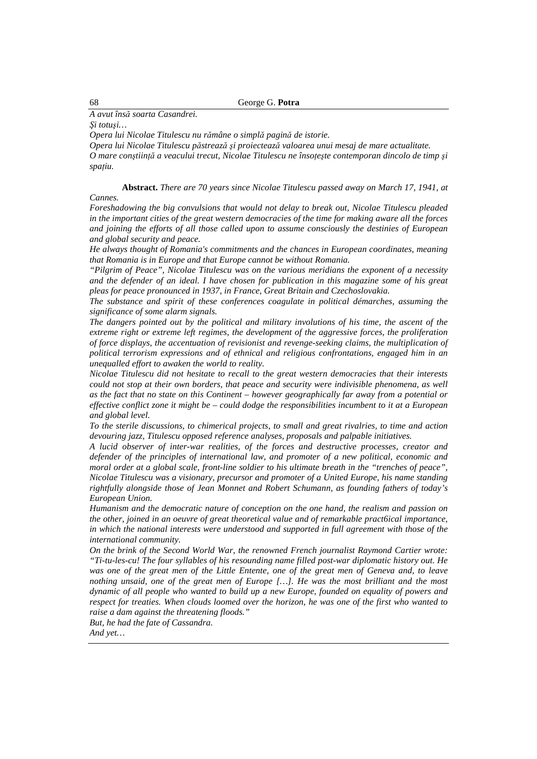*A avut însă soarta Casandrei.*

*Şi totuşi…*

*Opera lui Nicolae Titulescu nu rămâne o simplă pagină de istorie.*

*Opera lui Nicolae Titulescu păstrează şi proiectează valoarea unui mesaj de mare actualitate.*

*O mare conştiinţă a veacului trecut, Nicolae Titulescu ne însoţeşte contemporan dincolo de timp şi spaţiu.*

**Abstract.** *There are 70 years since Nicolae Titulescu passed away on March 17, 1941, at Cannes.*

*Foreshadowing the big convulsions that would not delay to break out, Nicolae Titulescu pleaded in the important cities of the great western democracies of the time for making aware all the forces and joining the efforts of all those called upon to assume consciously the destinies of European and global security and peace.*

*He always thought of Romania's commitments and the chances in European coordinates, meaning that Romania is in Europe and that Europe cannot be without Romania.*

*"Pilgrim of Peace", Nicolae Titulescu was on the various meridians the exponent of a necessity and the defender of an ideal. I have chosen for publication in this magazine some of his great pleas for peace pronounced in 1937, in France, Great Britain and Czechoslovakia.*

*The substance and spirit of these conferences coagulate in political démarches, assuming the significance of some alarm signals.*

*The dangers pointed out by the political and military involutions of his time, the ascent of the extreme right or extreme left regimes, the development of the aggressive forces, the proliferation of force displays, the accentuation of revisionist and revenge-seeking claims, the multiplication of political terrorism expressions and of ethnical and religious confrontations, engaged him in an unequalled effort to awaken the world to reality.*

*Nicolae Titulescu did not hesitate to recall to the great western democracies that their interests could not stop at their own borders, that peace and security were indivisible phenomena, as well as the fact that no state on this Continent – however geographically far away from a potential or effective conflict zone it might be – could dodge the responsibilities incumbent to it at a European and global level.*

*To the sterile discussions, to chimerical projects, to small and great rivalries, to time and action devouring jazz, Titulescu opposed reference analyses, proposals and palpable initiatives.*

*A lucid observer of inter-war realities, of the forces and destructive processes, creator and defender of the principles of international law, and promoter of a new political, economic and moral order at a global scale, front-line soldier to his ultimate breath in the "trenches of peace", Nicolae Titulescu was a visionary, precursor and promoter of a United Europe, his name standing rightfully alongside those of Jean Monnet and Robert Schumann, as founding fathers of today's European Union.*

*Humanism and the democratic nature of conception on the one hand, the realism and passion on the other, joined in an oeuvre of great theoretical value and of remarkable pract6ical importance, in which the national interests were understood and supported in full agreement with those of the international community.*

*On the brink of the Second World War, the renowned French journalist Raymond Cartier wrote: "Ti-tu-les-cu! The four syllables of his resounding name filled post-war diplomatic history out. He was one of the great men of the Little Entente, one of the great men of Geneva and, to leave nothing unsaid, one of the great men of Europe […]. He was the most brilliant and the most dynamic of all people who wanted to build up a new Europe, founded on equality of powers and respect for treaties. When clouds loomed over the horizon, he was one of the first who wanted to raise a dam against the threatening floods."*

*But, he had the fate of Cassandra.*

*And yet…*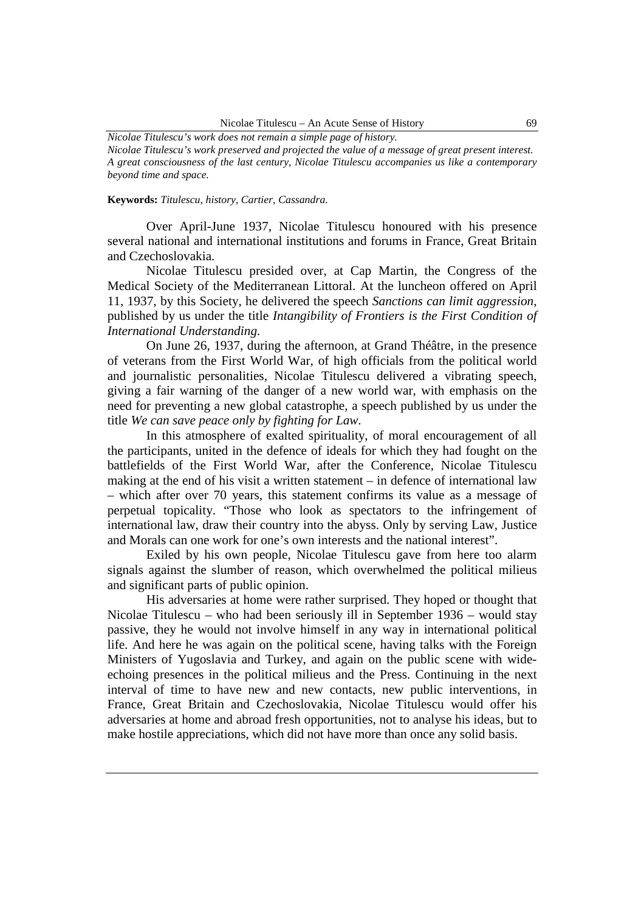*Nicolae Titulescu's work does not remain a simple page of history.*
*Nicolae Titulescu's work preserved and projected the value of a message of great present interest.*
*A great consciousness of the last century, Nicolae Titulescu accompanies us like a contemporary beyond time and space.*

**Keywords:** *Titulescu, history, Cartier, Cassandra.*

Over April-June 1937, Nicolae Titulescu honoured with his presence several national and international institutions and forums in France, Great Britain and Czechoslovakia.

Nicolae Titulescu presided over, at Cap Martin, the Congress of the Medical Society of the Mediterranean Littoral. At the luncheon offered on April 11, 1937, by this Society, he delivered the speech *Sanctions can limit aggression*, published by us under the title *Intangibility of Frontiers is the First Condition of International Understanding.*

On June 26, 1937, during the afternoon, at Grand Théâtre, in the presence of veterans from the First World War, of high officials from the political world and journalistic personalities, Nicolae Titulescu delivered a vibrating speech, giving a fair warning of the danger of a new world war, with emphasis on the need for preventing a new global catastrophe, a speech published by us under the title *We can save peace only by fighting for Law*.

In this atmosphere of exalted spirituality, of moral encouragement of all the participants, united in the defence of ideals for which they had fought on the battlefields of the First World War, after the Conference, Nicolae Titulescu making at the end of his visit a written statement – in defence of international law – which after over 70 years, this statement confirms its value as a message of perpetual topicality. "Those who look as spectators to the infringement of international law, draw their country into the abyss. Only by serving Law, Justice and Morals can one work for one's own interests and the national interest".

Exiled by his own people, Nicolae Titulescu gave from here too alarm signals against the slumber of reason, which overwhelmed the political milieus and significant parts of public opinion.

His adversaries at home were rather surprised. They hoped or thought that Nicolae Titulescu – who had been seriously ill in September 1936 – would stay passive, they he would not involve himself in any way in international political life. And here he was again on the political scene, having talks with the Foreign Ministers of Yugoslavia and Turkey, and again on the public scene with wide-echoing presences in the political milieus and the Press. Continuing in the next interval of time to have new and new contacts, new public interventions, in France, Great Britain and Czechoslovakia, Nicolae Titulescu would offer his adversaries at home and abroad fresh opportunities, not to analyse his ideas, but to make hostile appreciations, which did not have more than once any solid basis.